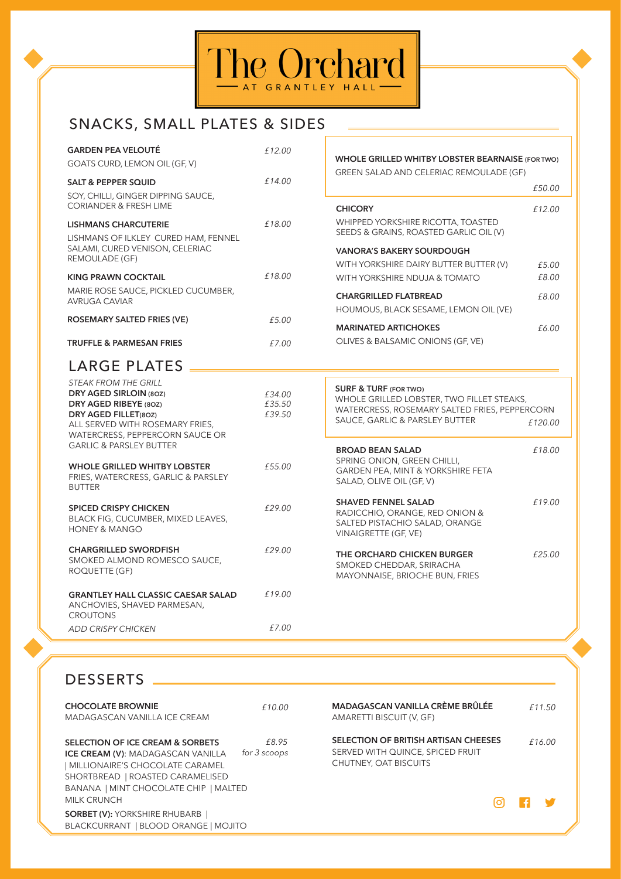# The Orchard

AT GRANTLEY HALL

## SNACKS, SMALL PLATES & SIDES

**GARDEN PEA VELOUTÉ** — *£12.00*
GOATS CURD, LEMON OIL (GF, V)

**SALT & PEPPER SQUID** — *£14.00*
SOY, CHILLI, GINGER DIPPING SAUCE, CORIANDER & FRESH LIME

**LISHMANS CHARCUTERIE** — *£18.00*
LISHMANS OF ILKLEY CURED HAM, FENNEL SALAMI, CURED VENISON, CELERIAC REMOULADE (GF)

**KING PRAWN COCKTAIL** — *£18.00*
MARIE ROSE SAUCE, PICKLED CUCUMBER, AVRUGA CAVIAR

**ROSEMARY SALTED FRIES (VE)** — *£5.00*

**TRUFFLE & PARMESAN FRIES** — *£7.00*

**WHOLE GRILLED WHITBY LOBSTER BEARNAISE (FOR TWO)** — *£50.00*
GREEN SALAD AND CELERIAC REMOULADE (GF)

**CHICORY** — *£12.00*
WHIPPED YORKSHIRE RICOTTA, TOASTED SEEDS & GRAINS, ROASTED GARLIC OIL (V)

**VANORA'S BAKERY SOURDOUGH**
WITH YORKSHIRE DAIRY BUTTER BUTTER (V) — *£5.00*
WITH YORKSHIRE NDUJA & TOMATO — *£8.00*

**CHARGRILLED FLATBREAD** — *£8.00*
HOUMOUS, BLACK SESAME, LEMON OIL (VE)

**MARINATED ARTICHOKES** — *£6.00*
OLIVES & BALSAMIC ONIONS (GF, VE)

## LARGE PLATES

*STEAK FROM THE GRILL*
**DRY AGED SIRLOIN (8OZ)** — *£34.00*
**DRY AGED RIBEYE (8OZ)** — *£35.50*
**DRY AGED FILLET(8OZ)** — *£39.50*
ALL SERVED WITH ROSEMARY FRIES, WATERCRESS, PEPPERCORN SAUCE OR GARLIC & PARSLEY BUTTER

**WHOLE GRILLED WHITBY LOBSTER** — *£55.00*
FRIES, WATERCRESS, GARLIC & PARSLEY BUTTER

**SPICED CRISPY CHICKEN** — *£29.00*
BLACK FIG, CUCUMBER, MIXED LEAVES, HONEY & MANGO

**CHARGRILLED SWORDFISH** — *£29.00*
SMOKED ALMOND ROMESCO SAUCE, ROQUETTE (GF)

**GRANTLEY HALL CLASSIC CAESAR SALAD** — *£19.00*
ANCHOVIES, SHAVED PARMESAN, CROUTONS
*ADD CRISPY CHICKEN* — *£7.00*

**SURF & TURF (FOR TWO)** — *£120.00*
WHOLE GRILLED LOBSTER, TWO FILLET STEAKS, WATERCRESS, ROSEMARY SALTED FRIES, PEPPERCORN SAUCE, GARLIC & PARSLEY BUTTER

**BROAD BEAN SALAD** — *£18.00*
SPRING ONION, GREEN CHILLI, GARDEN PEA, MINT & YORKSHIRE FETA SALAD, OLIVE OIL (GF, V)

**SHAVED FENNEL SALAD** — *£19.00*
RADICCHIO, ORANGE, RED ONION & SALTED PISTACHIO SALAD, ORANGE VINAIGRETTE (GF, VE)

**THE ORCHARD CHICKEN BURGER** — *£25.00*
SMOKED CHEDDAR, SRIRACHA MAYONNAISE, BRIOCHE BUN, FRIES

## DESSERTS

**CHOCOLATE BROWNIE** — *£10.00*
MADAGASCAN VANILLA ICE CREAM

**SELECTION OF ICE CREAM & SORBETS** — *£8.95 for 3 scoops*
**ICE CREAM (V)**: MADAGASCAN VANILLA | MILLIONAIRE'S CHOCOLATE CARAMEL SHORTBREAD | ROASTED CARAMELISED BANANA | MINT CHOCOLATE CHIP | MALTED MILK CRUNCH
**SORBET (V):** YORKSHIRE RHUBARB | BLACKCURRANT | BLOOD ORANGE | MOJITO

**MADAGASCAN VANILLA CRÈME BRÛLÉE** — *£11.50*
AMARETTI BISCUIT (V, GF)

**SELECTION OF BRITISH ARTISAN CHEESES** — *£16.00*
SERVED WITH QUINCE, SPICED FRUIT CHUTNEY, OAT BISCUITS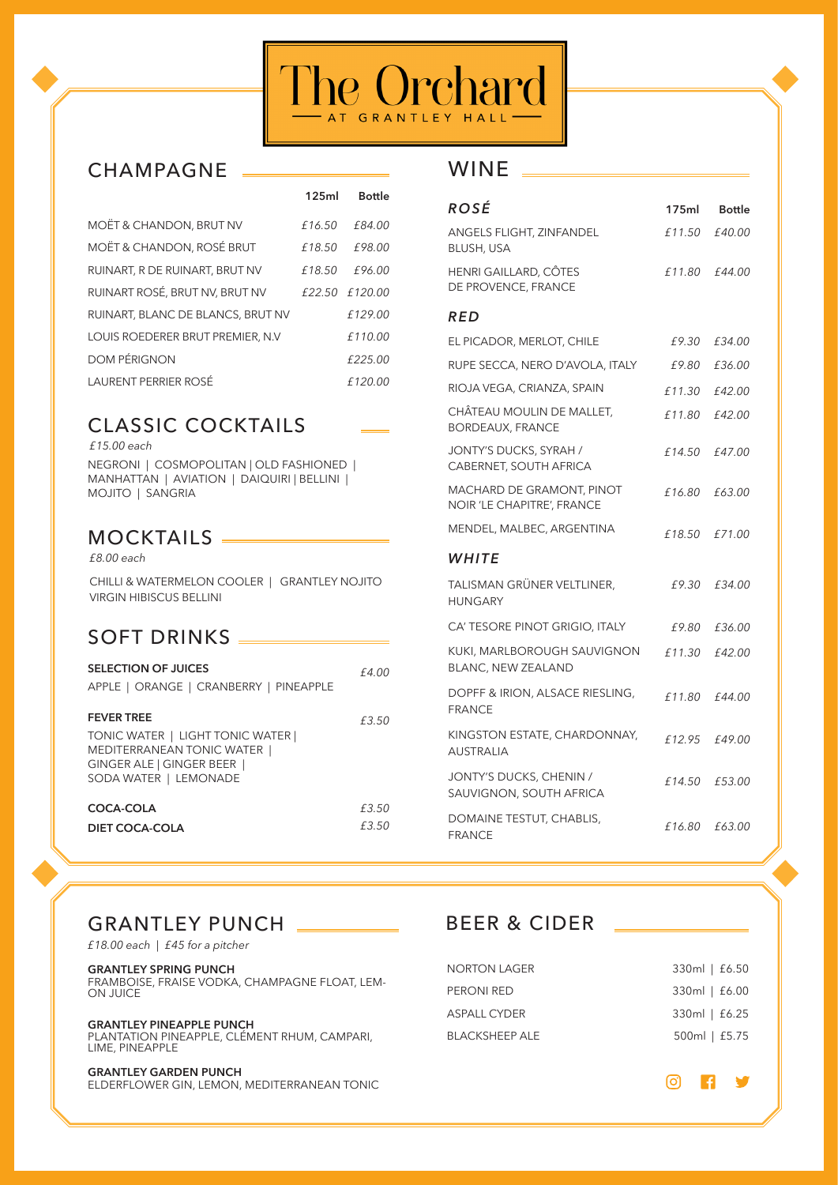# The Orchard

AT GRANTLEY HALL

## CHAMPAGNE

| | 125ml | Bottle |
|---|---|---|
| MOËT & CHANDON, BRUT NV | *£16.50* | *£84.00* |
| MOËT & CHANDON, ROSÉ BRUT | *£18.50* | *£98.00* |
| RUINART, R DE RUINART, BRUT NV | *£18.50* | *£96.00* |
| RUINART ROSÉ, BRUT NV, BRUT NV | *£22.50* | *£120.00* |
| RUINART, BLANC DE BLANCS, BRUT NV | | *£129.00* |
| LOUIS ROEDERER BRUT PREMIER, N.V | | *£110.00* |
| DOM PÉRIGNON | | *£225.00* |
| LAURENT PERRIER ROSÉ | | *£120.00* |

## CLASSIC COCKTAILS

*£15.00 each*

NEGRONI | COSMOPOLITAN | OLD FASHIONED | MANHATTAN | AVIATION | DAIQUIRI | BELLINI | MOJITO | SANGRIA

## MOCKTAILS

*£8.00 each*

CHILLI & WATERMELON COOLER | GRANTLEY NOJITO
VIRGIN HIBISCUS BELLINI

## SOFT DRINKS

**SELECTION OF JUICES** *£4.00*
APPLE | ORANGE | CRANBERRY | PINEAPPLE

**FEVER TREE** *£3.50*
TONIC WATER | LIGHT TONIC WATER | MEDITERRANEAN TONIC WATER | GINGER ALE | GINGER BEER | SODA WATER | LEMONADE

**COCA-COLA** *£3.50*
**DIET COCA-COLA** *£3.50*

## WINE

| ***ROSÉ*** | 175ml | Bottle |
|---|---|---|
| ANGELS FLIGHT, ZINFANDEL BLUSH, USA | *£11.50* | *£40.00* |
| HENRI GAILLARD, CÔTES DE PROVENCE, FRANCE | *£11.80* | *£44.00* |
| ***RED*** | | |
| EL PICADOR, MERLOT, CHILE | *£9.30* | *£34.00* |
| RUPE SECCA, NERO D'AVOLA, ITALY | *£9.80* | *£36.00* |
| RIOJA VEGA, CRIANZA, SPAIN | *£11.30* | *£42.00* |
| CHÂTEAU MOULIN DE MALLET, BORDEAUX, FRANCE | *£11.80* | *£42.00* |
| JONTY'S DUCKS, SYRAH / CABERNET, SOUTH AFRICA | *£14.50* | *£47.00* |
| MACHARD DE GRAMONT, PINOT NOIR 'LE CHAPITRE', FRANCE | *£16.80* | *£63.00* |
| MENDEL, MALBEC, ARGENTINA | *£18.50* | *£71.00* |
| ***WHITE*** | | |
| TALISMAN GRÜNER VELTLINER, HUNGARY | *£9.30* | *£34.00* |
| CA' TESORE PINOT GRIGIO, ITALY | *£9.80* | *£36.00* |
| KUKI, MARLBOROUGH SAUVIGNON BLANC, NEW ZEALAND | *£11.30* | *£42.00* |
| DOPFF & IRION, ALSACE RIESLING, FRANCE | *£11.80* | *£44.00* |
| KINGSTON ESTATE, CHARDONNAY, AUSTRALIA | *£12.95* | *£49.00* |
| JONTY'S DUCKS, CHENIN / SAUVIGNON, SOUTH AFRICA | *£14.50* | *£53.00* |
| DOMAINE TESTUT, CHABLIS, FRANCE | *£16.80* | *£63.00* |

## GRANTLEY PUNCH

*£18.00 each | £45 for a pitcher*

**GRANTLEY SPRING PUNCH**
FRAMBOISE, FRAISE VODKA, CHAMPAGNE FLOAT, LEMON JUICE

**GRANTLEY PINEAPPLE PUNCH**
PLANTATION PINEAPPLE, CLÉMENT RHUM, CAMPARI, LIME, PINEAPPLE

**GRANTLEY GARDEN PUNCH**
ELDERFLOWER GIN, LEMON, MEDITERRANEAN TONIC

## BEER & CIDER

| | |
|---|---|
| NORTON LAGER | 330ml \| £6.50 |
| PERONI RED | 330ml \| £6.00 |
| ASPALL CYDER | 330ml \| £6.25 |
| BLACKSHEEP ALE | 500ml \| £5.75 |